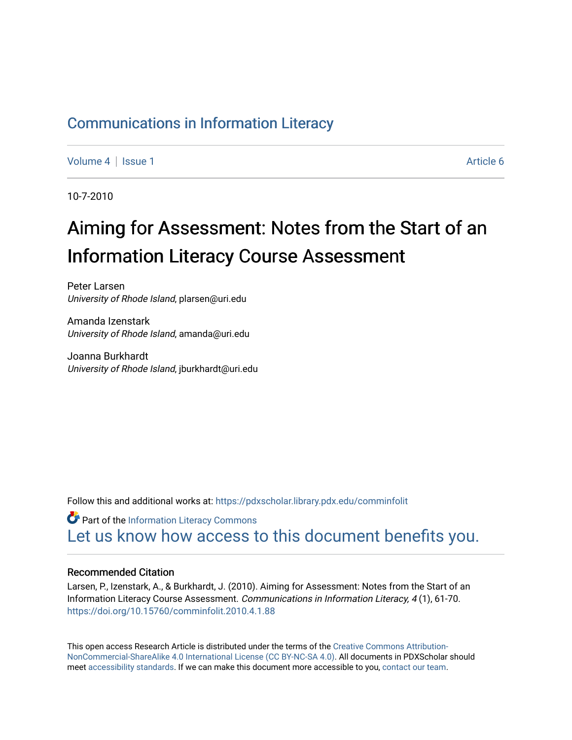# Communications in Information Literacy

Volume 4 | Issue 1 Article 6

10-7-2010

# Aiming for Assessment: Notes from the Start of an Information Literacy Course Assessment

Peter Larsen
*University of Rhode Island*, plarsen@uri.edu

Amanda Izenstark
*University of Rhode Island*, amanda@uri.edu

Joanna Burkhardt
*University of Rhode Island*, jburkhardt@uri.edu

Follow this and additional works at: https://pdxscholar.library.pdx.edu/comminfolit

Part of the Information Literacy Commons

Let us know how access to this document benefits you.

## Recommended Citation

Larsen, P., Izenstark, A., & Burkhardt, J. (2010). Aiming for Assessment: Notes from the Start of an Information Literacy Course Assessment. *Communications in Information Literacy, 4* (1), 61-70. https://doi.org/10.15760/comminfolit.2010.4.1.88

This open access Research Article is distributed under the terms of the Creative Commons Attribution-NonCommercial-ShareAlike 4.0 International License (CC BY-NC-SA 4.0). All documents in PDXScholar should meet accessibility standards. If we can make this document more accessible to you, contact our team.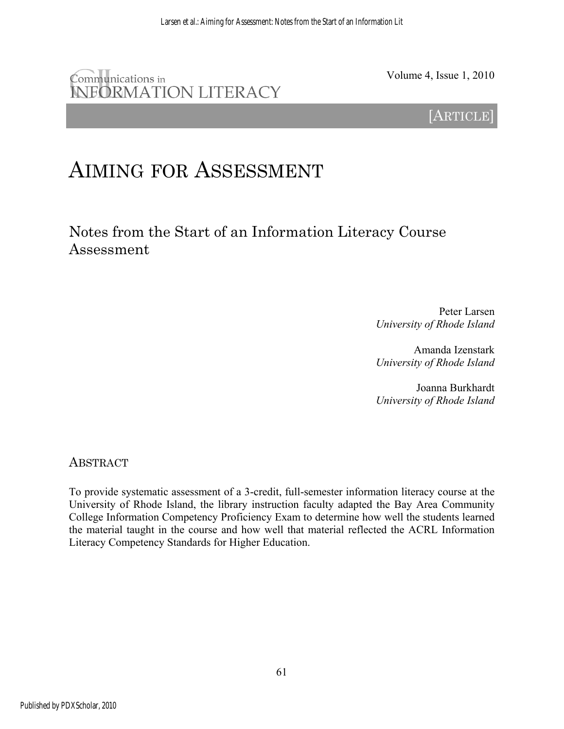[ARTICLE]

# AIMING FOR ASSESSMENT

## Notes from the Start of an Information Literacy Course Assessment

Peter Larsen
*University of Rhode Island*

Amanda Izenstark
*University of Rhode Island*

Joanna Burkhardt
*University of Rhode Island*

## ABSTRACT

To provide systematic assessment of a 3-credit, full-semester information literacy course at the University of Rhode Island, the library instruction faculty adapted the Bay Area Community College Information Competency Proficiency Exam to determine how well the students learned the material taught in the course and how well that material reflected the ACRL Information Literacy Competency Standards for Higher Education.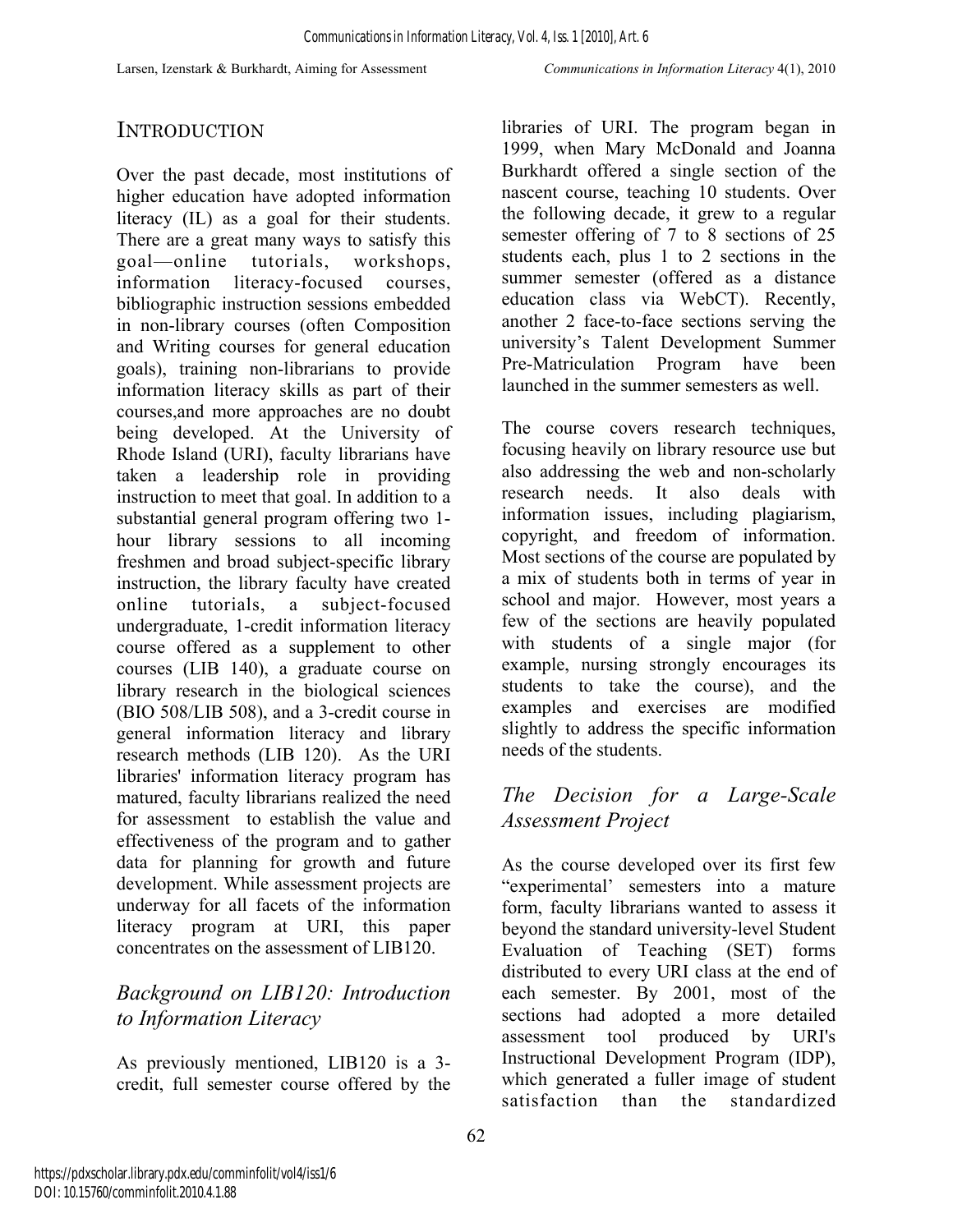## INTRODUCTION

Over the past decade, most institutions of higher education have adopted information literacy (IL) as a goal for their students. There are a great many ways to satisfy this goal—online tutorials, workshops, information literacy-focused courses, bibliographic instruction sessions embedded in non-library courses (often Composition and Writing courses for general education goals), training non-librarians to provide information literacy skills as part of their courses,and more approaches are no doubt being developed. At the University of Rhode Island (URI), faculty librarians have taken a leadership role in providing instruction to meet that goal. In addition to a substantial general program offering two 1-hour library sessions to all incoming freshmen and broad subject-specific library instruction, the library faculty have created online tutorials, a subject-focused undergraduate, 1-credit information literacy course offered as a supplement to other courses (LIB 140), a graduate course on library research in the biological sciences (BIO 508/LIB 508), and a 3-credit course in general information literacy and library research methods (LIB 120). As the URI libraries' information literacy program has matured, faculty librarians realized the need for assessment to establish the value and effectiveness of the program and to gather data for planning for growth and future development. While assessment projects are underway for all facets of the information literacy program at URI, this paper concentrates on the assessment of LIB120.

### *Background on LIB120: Introduction to Information Literacy*

As previously mentioned, LIB120 is a 3-credit, full semester course offered by the libraries of URI. The program began in 1999, when Mary McDonald and Joanna Burkhardt offered a single section of the nascent course, teaching 10 students. Over the following decade, it grew to a regular semester offering of 7 to 8 sections of 25 students each, plus 1 to 2 sections in the summer semester (offered as a distance education class via WebCT). Recently, another 2 face-to-face sections serving the university's Talent Development Summer Pre-Matriculation Program have been launched in the summer semesters as well.

The course covers research techniques, focusing heavily on library resource use but also addressing the web and non-scholarly research needs. It also deals with information issues, including plagiarism, copyright, and freedom of information. Most sections of the course are populated by a mix of students both in terms of year in school and major. However, most years a few of the sections are heavily populated with students of a single major (for example, nursing strongly encourages its students to take the course), and the examples and exercises are modified slightly to address the specific information needs of the students.

### *The Decision for a Large-Scale Assessment Project*

As the course developed over its first few "experimental' semesters into a mature form, faculty librarians wanted to assess it beyond the standard university-level Student Evaluation of Teaching (SET) forms distributed to every URI class at the end of each semester. By 2001, most of the sections had adopted a more detailed assessment tool produced by URI's Instructional Development Program (IDP), which generated a fuller image of student satisfaction than the standardized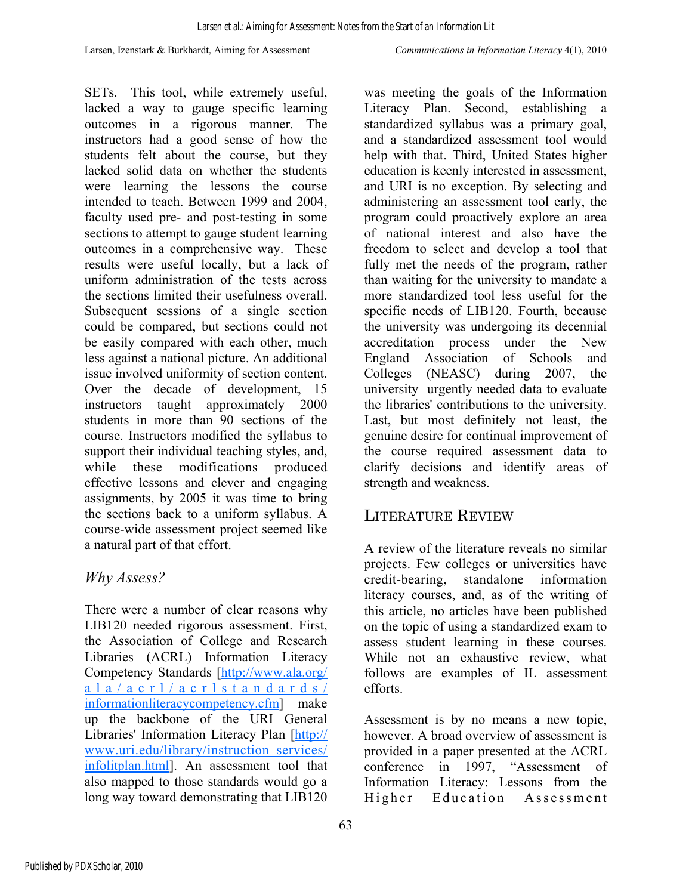SETs. This tool, while extremely useful, lacked a way to gauge specific learning outcomes in a rigorous manner. The instructors had a good sense of how the students felt about the course, but they lacked solid data on whether the students were learning the lessons the course intended to teach. Between 1999 and 2004, faculty used pre- and post-testing in some sections to attempt to gauge student learning outcomes in a comprehensive way. These results were useful locally, but a lack of uniform administration of the tests across the sections limited their usefulness overall. Subsequent sessions of a single section could be compared, but sections could not be easily compared with each other, much less against a national picture. An additional issue involved uniformity of section content. Over the decade of development, 15 instructors taught approximately 2000 students in more than 90 sections of the course. Instructors modified the syllabus to support their individual teaching styles, and, while these modifications produced effective lessons and clever and engaging assignments, by 2005 it was time to bring the sections back to a uniform syllabus. A course-wide assessment project seemed like a natural part of that effort.

### *Why Assess?*

There were a number of clear reasons why LIB120 needed rigorous assessment. First, the Association of College and Research Libraries (ACRL) Information Literacy Competency Standards [http://www.ala.org/ala/acrl/acrlstandards/informationliteracycompetency.cfm] make up the backbone of the URI General Libraries' Information Literacy Plan [http://www.uri.edu/library/instruction_services/infolitplan.html]. An assessment tool that also mapped to those standards would go a long way toward demonstrating that LIB120 was meeting the goals of the Information Literacy Plan. Second, establishing a standardized syllabus was a primary goal, and a standardized assessment tool would help with that. Third, United States higher education is keenly interested in assessment, and URI is no exception. By selecting and administering an assessment tool early, the program could proactively explore an area of national interest and also have the freedom to select and develop a tool that fully met the needs of the program, rather than waiting for the university to mandate a more standardized tool less useful for the specific needs of LIB120. Fourth, because the university was undergoing its decennial accreditation process under the New England Association of Schools and Colleges (NEASC) during 2007, the university urgently needed data to evaluate the libraries' contributions to the university. Last, but most definitely not least, the genuine desire for continual improvement of the course required assessment data to clarify decisions and identify areas of strength and weakness.

## Literature Review

A review of the literature reveals no similar projects. Few colleges or universities have credit-bearing, standalone information literacy courses, and, as of the writing of this article, no articles have been published on the topic of using a standardized exam to assess student learning in these courses. While not an exhaustive review, what follows are examples of IL assessment efforts.

Assessment is by no means a new topic, however. A broad overview of assessment is provided in a paper presented at the ACRL conference in 1997, "Assessment of Information Literacy: Lessons from the Higher Education Assessment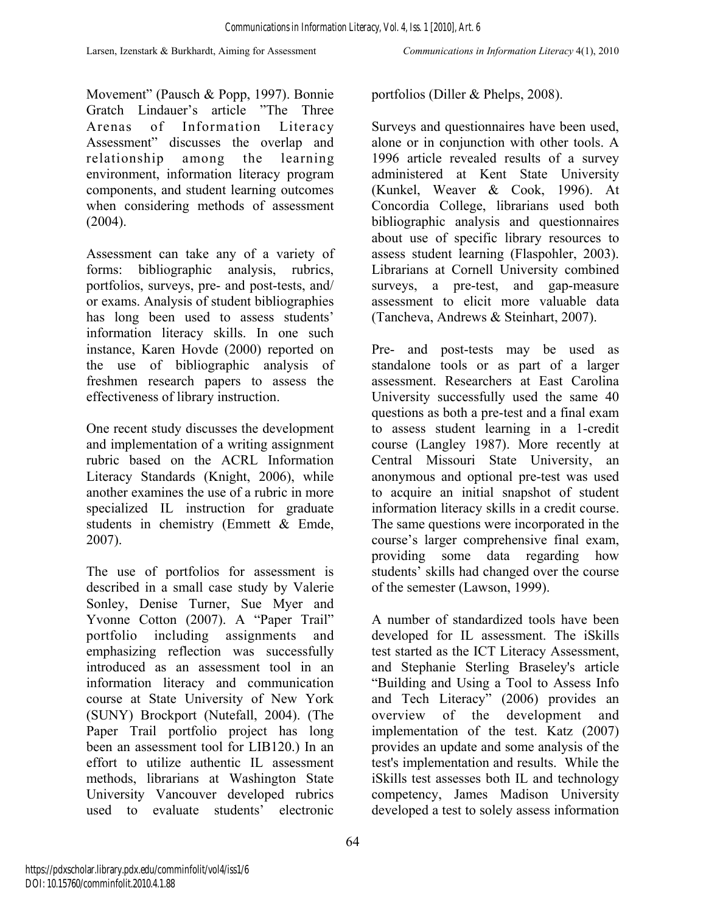Movement" (Pausch & Popp, 1997). Bonnie Gratch Lindauer's article "The Three Arenas of Information Literacy Assessment" discusses the overlap and relationship among the learning environment, information literacy program components, and student learning outcomes when considering methods of assessment (2004).

Assessment can take any of a variety of forms: bibliographic analysis, rubrics, portfolios, surveys, pre- and post-tests, and/ or exams. Analysis of student bibliographies has long been used to assess students' information literacy skills. In one such instance, Karen Hovde (2000) reported on the use of bibliographic analysis of freshmen research papers to assess the effectiveness of library instruction.

One recent study discusses the development and implementation of a writing assignment rubric based on the ACRL Information Literacy Standards (Knight, 2006), while another examines the use of a rubric in more specialized IL instruction for graduate students in chemistry (Emmett & Emde, 2007).

The use of portfolios for assessment is described in a small case study by Valerie Sonley, Denise Turner, Sue Myer and Yvonne Cotton (2007). A "Paper Trail" portfolio including assignments and emphasizing reflection was successfully introduced as an assessment tool in an information literacy and communication course at State University of New York (SUNY) Brockport (Nutefall, 2004). (The Paper Trail portfolio project has long been an assessment tool for LIB120.) In an effort to utilize authentic IL assessment methods, librarians at Washington State University Vancouver developed rubrics used to evaluate students' electronic portfolios (Diller & Phelps, 2008).

Surveys and questionnaires have been used, alone or in conjunction with other tools. A 1996 article revealed results of a survey administered at Kent State University (Kunkel, Weaver & Cook, 1996). At Concordia College, librarians used both bibliographic analysis and questionnaires about use of specific library resources to assess student learning (Flaspohler, 2003). Librarians at Cornell University combined surveys, a pre-test, and gap-measure assessment to elicit more valuable data (Tancheva, Andrews & Steinhart, 2007).

Pre- and post-tests may be used as standalone tools or as part of a larger assessment. Researchers at East Carolina University successfully used the same 40 questions as both a pre-test and a final exam to assess student learning in a 1-credit course (Langley 1987). More recently at Central Missouri State University, an anonymous and optional pre-test was used to acquire an initial snapshot of student information literacy skills in a credit course. The same questions were incorporated in the course's larger comprehensive final exam, providing some data regarding how students' skills had changed over the course of the semester (Lawson, 1999).

A number of standardized tools have been developed for IL assessment. The iSkills test started as the ICT Literacy Assessment, and Stephanie Sterling Braseley's article "Building and Using a Tool to Assess Info and Tech Literacy" (2006) provides an overview of the development and implementation of the test. Katz (2007) provides an update and some analysis of the test's implementation and results. While the iSkills test assesses both IL and technology competency, James Madison University developed a test to solely assess information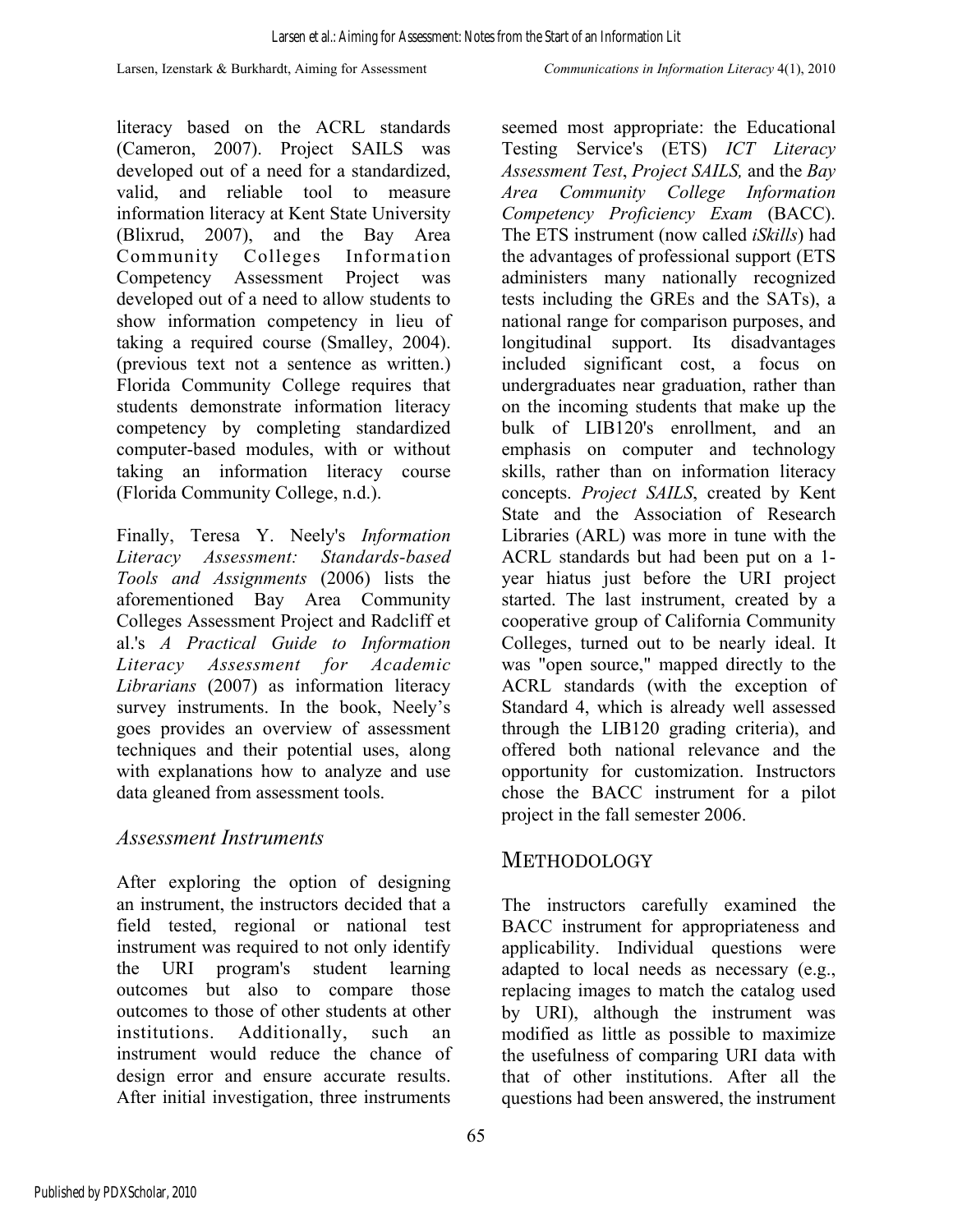literacy based on the ACRL standards (Cameron, 2007). Project SAILS was developed out of a need for a standardized, valid, and reliable tool to measure information literacy at Kent State University (Blixrud, 2007), and the Bay Area Community Colleges Information Competency Assessment Project was developed out of a need to allow students to show information competency in lieu of taking a required course (Smalley, 2004). (previous text not a sentence as written.) Florida Community College requires that students demonstrate information literacy competency by completing standardized computer-based modules, with or without taking an information literacy course (Florida Community College, n.d.).

Finally, Teresa Y. Neely's *Information Literacy Assessment: Standards-based Tools and Assignments* (2006) lists the aforementioned Bay Area Community Colleges Assessment Project and Radcliff et al.'s *A Practical Guide to Information Literacy Assessment for Academic Librarians* (2007) as information literacy survey instruments. In the book, Neely's goes provides an overview of assessment techniques and their potential uses, along with explanations how to analyze and use data gleaned from assessment tools.

### *Assessment Instruments*

After exploring the option of designing an instrument, the instructors decided that a field tested, regional or national test instrument was required to not only identify the URI program's student learning outcomes but also to compare those outcomes to those of other students at other institutions. Additionally, such an instrument would reduce the chance of design error and ensure accurate results. After initial investigation, three instruments seemed most appropriate: the Educational Testing Service's (ETS) *ICT Literacy Assessment Test*, *Project SAILS,* and the *Bay Area Community College Information Competency Proficiency Exam* (BACC). The ETS instrument (now called *iSkills*) had the advantages of professional support (ETS administers many nationally recognized tests including the GREs and the SATs), a national range for comparison purposes, and longitudinal support. Its disadvantages included significant cost, a focus on undergraduates near graduation, rather than on the incoming students that make up the bulk of LIB120's enrollment, and an emphasis on computer and technology skills, rather than on information literacy concepts. *Project SAILS*, created by Kent State and the Association of Research Libraries (ARL) was more in tune with the ACRL standards but had been put on a 1-year hiatus just before the URI project started. The last instrument, created by a cooperative group of California Community Colleges, turned out to be nearly ideal. It was "open source," mapped directly to the ACRL standards (with the exception of Standard 4, which is already well assessed through the LIB120 grading criteria), and offered both national relevance and the opportunity for customization. Instructors chose the BACC instrument for a pilot project in the fall semester 2006.

## METHODOLOGY

The instructors carefully examined the BACC instrument for appropriateness and applicability. Individual questions were adapted to local needs as necessary (e.g., replacing images to match the catalog used by URI), although the instrument was modified as little as possible to maximize the usefulness of comparing URI data with that of other institutions. After all the questions had been answered, the instrument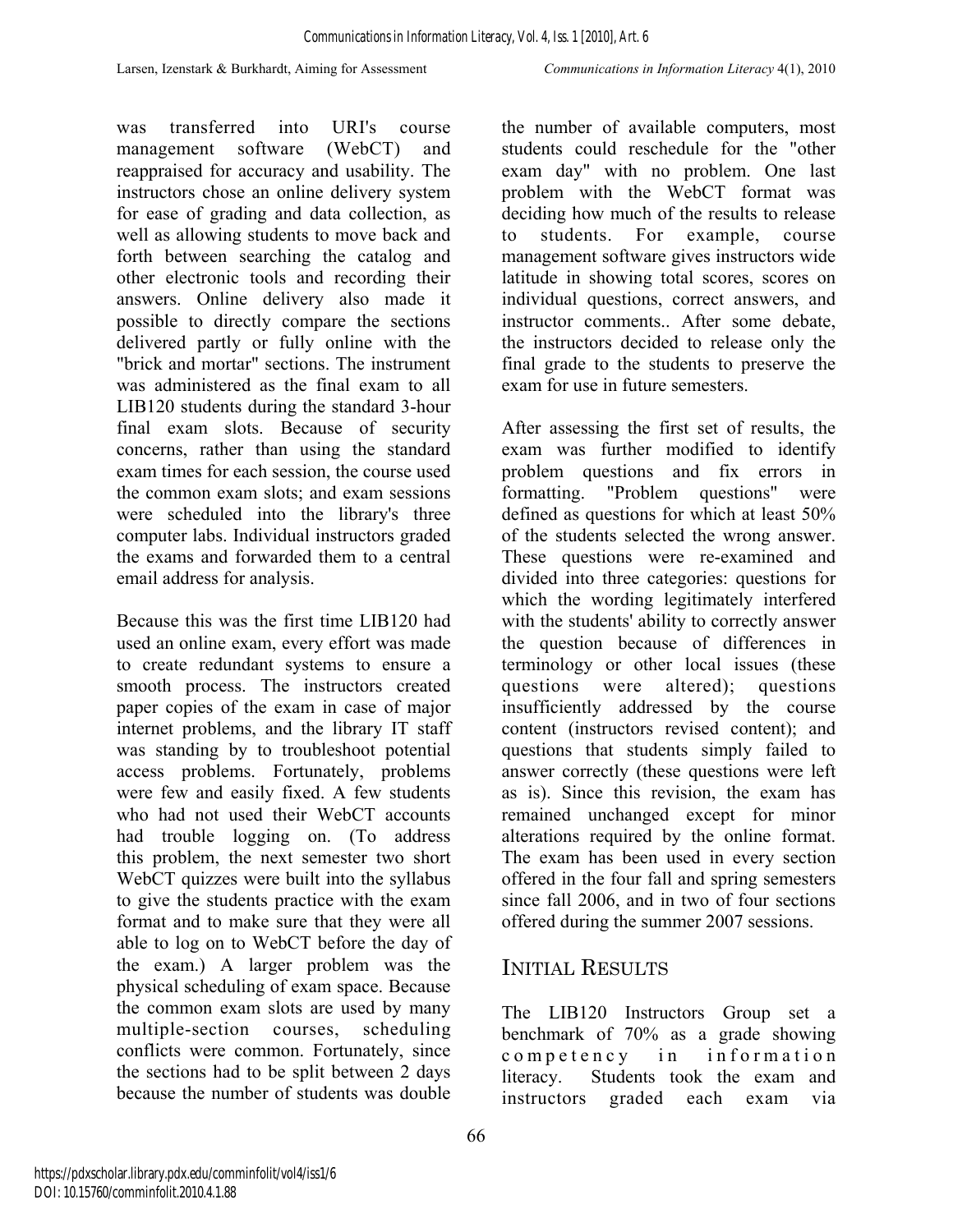was transferred into URI's course management software (WebCT) and reappraised for accuracy and usability. The instructors chose an online delivery system for ease of grading and data collection, as well as allowing students to move back and forth between searching the catalog and other electronic tools and recording their answers. Online delivery also made it possible to directly compare the sections delivered partly or fully online with the "brick and mortar" sections. The instrument was administered as the final exam to all LIB120 students during the standard 3-hour final exam slots. Because of security concerns, rather than using the standard exam times for each session, the course used the common exam slots; and exam sessions were scheduled into the library's three computer labs. Individual instructors graded the exams and forwarded them to a central email address for analysis.

Because this was the first time LIB120 had used an online exam, every effort was made to create redundant systems to ensure a smooth process. The instructors created paper copies of the exam in case of major internet problems, and the library IT staff was standing by to troubleshoot potential access problems. Fortunately, problems were few and easily fixed. A few students who had not used their WebCT accounts had trouble logging on. (To address this problem, the next semester two short WebCT quizzes were built into the syllabus to give the students practice with the exam format and to make sure that they were all able to log on to WebCT before the day of the exam.) A larger problem was the physical scheduling of exam space. Because the common exam slots are used by many multiple-section courses, scheduling conflicts were common. Fortunately, since the sections had to be split between 2 days because the number of students was double the number of available computers, most students could reschedule for the "other exam day" with no problem. One last problem with the WebCT format was deciding how much of the results to release to students. For example, course management software gives instructors wide latitude in showing total scores, scores on individual questions, correct answers, and instructor comments.. After some debate, the instructors decided to release only the final grade to the students to preserve the exam for use in future semesters.

After assessing the first set of results, the exam was further modified to identify problem questions and fix errors in formatting. "Problem questions" were defined as questions for which at least 50% of the students selected the wrong answer. These questions were re-examined and divided into three categories: questions for which the wording legitimately interfered with the students' ability to correctly answer the question because of differences in terminology or other local issues (these questions were altered); questions insufficiently addressed by the course content (instructors revised content); and questions that students simply failed to answer correctly (these questions were left as is). Since this revision, the exam has remained unchanged except for minor alterations required by the online format. The exam has been used in every section offered in the four fall and spring semesters since fall 2006, and in two of four sections offered during the summer 2007 sessions.

## Initial Results

The LIB120 Instructors Group set a benchmark of 70% as a grade showing competency in information literacy. Students took the exam and instructors graded each exam via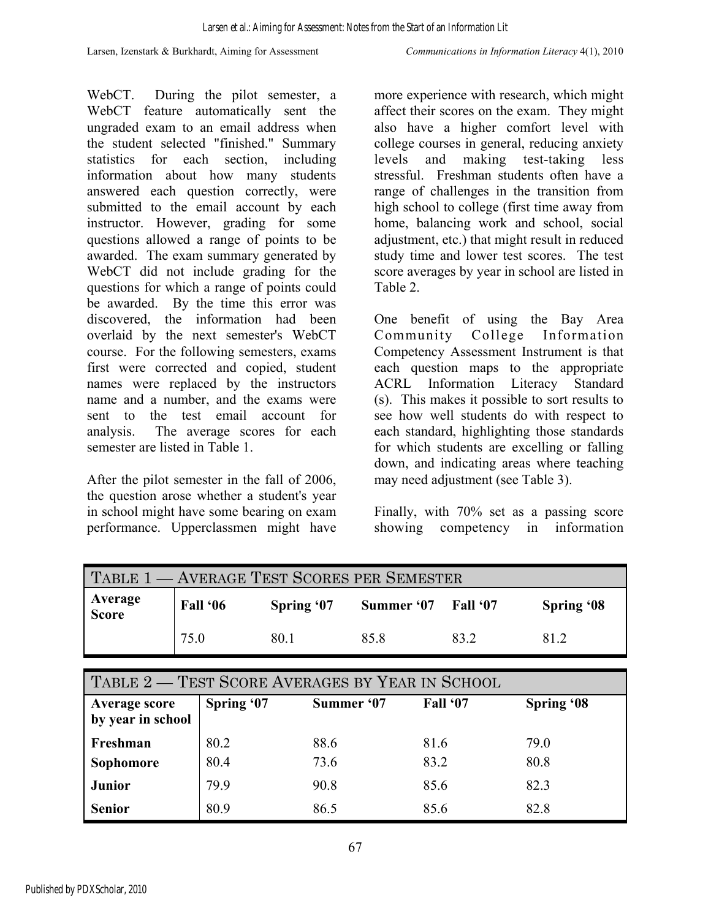WebCT. During the pilot semester, a WebCT feature automatically sent the ungraded exam to an email address when the student selected "finished." Summary statistics for each section, including information about how many students answered each question correctly, were submitted to the email account by each instructor. However, grading for some questions allowed a range of points to be awarded. The exam summary generated by WebCT did not include grading for the questions for which a range of points could be awarded. By the time this error was discovered, the information had been overlaid by the next semester's WebCT course. For the following semesters, exams first were corrected and copied, student names were replaced by the instructors name and a number, and the exams were sent to the test email account for analysis. The average scores for each semester are listed in Table 1.

After the pilot semester in the fall of 2006, the question arose whether a student's year in school might have some bearing on exam performance. Upperclassmen might have more experience with research, which might affect their scores on the exam. They might also have a higher comfort level with college courses in general, reducing anxiety levels and making test-taking less stressful. Freshman students often have a range of challenges in the transition from high school to college (first time away from home, balancing work and school, social adjustment, etc.) that might result in reduced study time and lower test scores. The test score averages by year in school are listed in Table 2.

One benefit of using the Bay Area Community College Information Competency Assessment Instrument is that each question maps to the appropriate ACRL Information Literacy Standard (s). This makes it possible to sort results to see how well students do with respect to each standard, highlighting those standards for which students are excelling or falling down, and indicating areas where teaching may need adjustment (see Table 3).

Finally, with 70% set as a passing score showing competency in information

TABLE 1 — AVERAGE TEST SCORES PER SEMESTER

| Average Score | Fall '06 | Spring '07 | Summer '07 | Fall '07 | Spring '08 |
|---|---|---|---|---|---|
| | 75.0 | 80.1 | 85.8 | 83.2 | 81.2 |

TABLE 2 — TEST SCORE AVERAGES BY YEAR IN SCHOOL

| Average score by year in school | Spring '07 | Summer '07 | Fall '07 | Spring '08 |
|---|---|---|---|---|
| **Freshman** | 80.2 | 88.6 | 81.6 | 79.0 |
| **Sophomore** | 80.4 | 73.6 | 83.2 | 80.8 |
| **Junior** | 79.9 | 90.8 | 85.6 | 82.3 |
| **Senior** | 80.9 | 86.5 | 85.6 | 82.8 |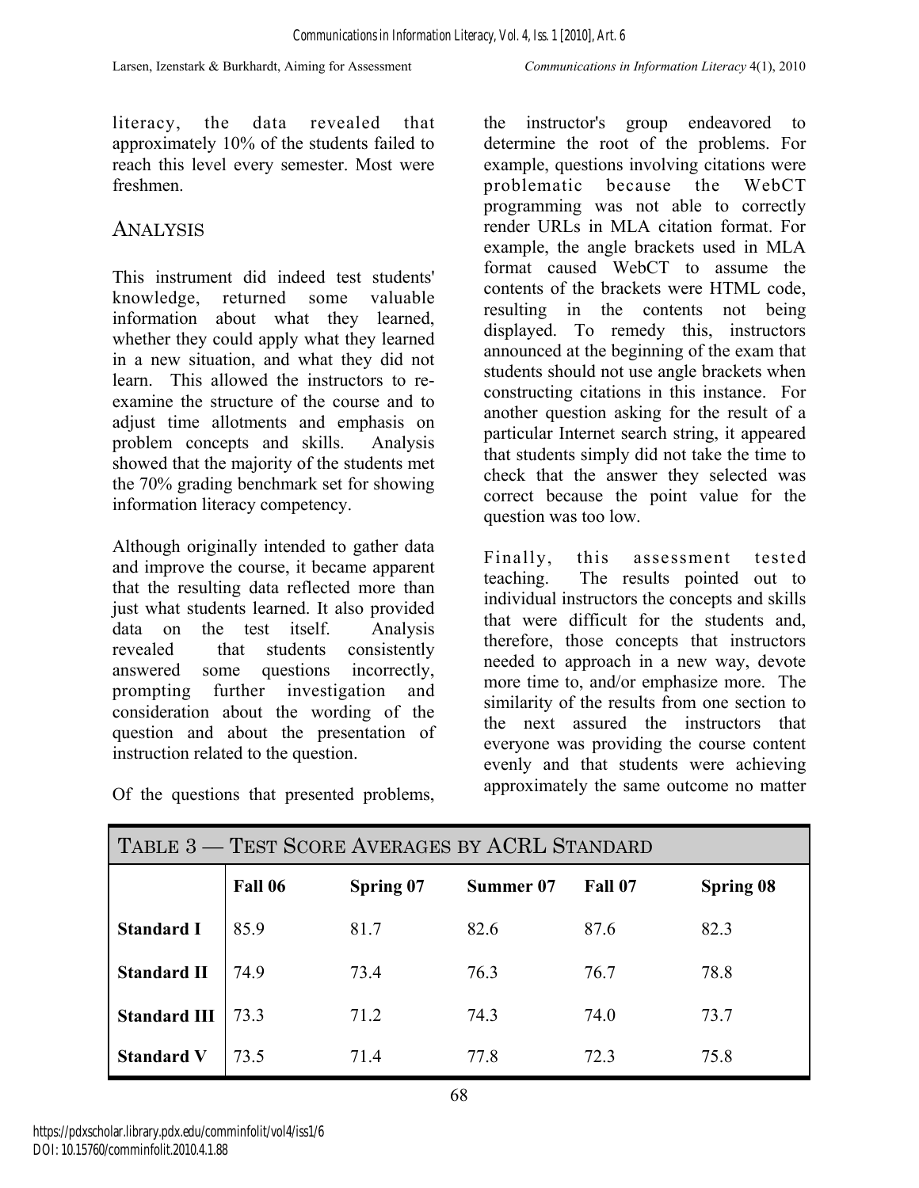literacy, the data revealed that approximately 10% of the students failed to reach this level every semester. Most were freshmen.

## ANALYSIS

This instrument did indeed test students' knowledge, returned some valuable information about what they learned, whether they could apply what they learned in a new situation, and what they did not learn. This allowed the instructors to re-examine the structure of the course and to adjust time allotments and emphasis on problem concepts and skills. Analysis showed that the majority of the students met the 70% grading benchmark set for showing information literacy competency.

Although originally intended to gather data and improve the course, it became apparent that the resulting data reflected more than just what students learned. It also provided data on the test itself. Analysis revealed that students consistently answered some questions incorrectly, prompting further investigation and consideration about the wording of the question and about the presentation of instruction related to the question.

Of the questions that presented problems, the instructor's group endeavored to determine the root of the problems. For example, questions involving citations were problematic because the WebCT programming was not able to correctly render URLs in MLA citation format. For example, the angle brackets used in MLA format caused WebCT to assume the contents of the brackets were HTML code, resulting in the contents not being displayed. To remedy this, instructors announced at the beginning of the exam that students should not use angle brackets when constructing citations in this instance. For another question asking for the result of a particular Internet search string, it appeared that students simply did not take the time to check that the answer they selected was correct because the point value for the question was too low.

Finally, this assessment tested teaching. The results pointed out to individual instructors the concepts and skills that were difficult for the students and, therefore, those concepts that instructors needed to approach in a new way, devote more time to, and/or emphasize more. The similarity of the results from one section to the next assured the instructors that everyone was providing the course content evenly and that students were achieving approximately the same outcome no matter

TABLE 3 — TEST SCORE AVERAGES BY ACRL STANDARD

| | Fall 06 | Spring 07 | Summer 07 | Fall 07 | Spring 08 |
|---|---|---|---|---|---|
| **Standard I** | 85.9 | 81.7 | 82.6 | 87.6 | 82.3 |
| **Standard II** | 74.9 | 73.4 | 76.3 | 76.7 | 78.8 |
| **Standard III** | 73.3 | 71.2 | 74.3 | 74.0 | 73.7 |
| **Standard V** | 73.5 | 71.4 | 77.8 | 72.3 | 75.8 |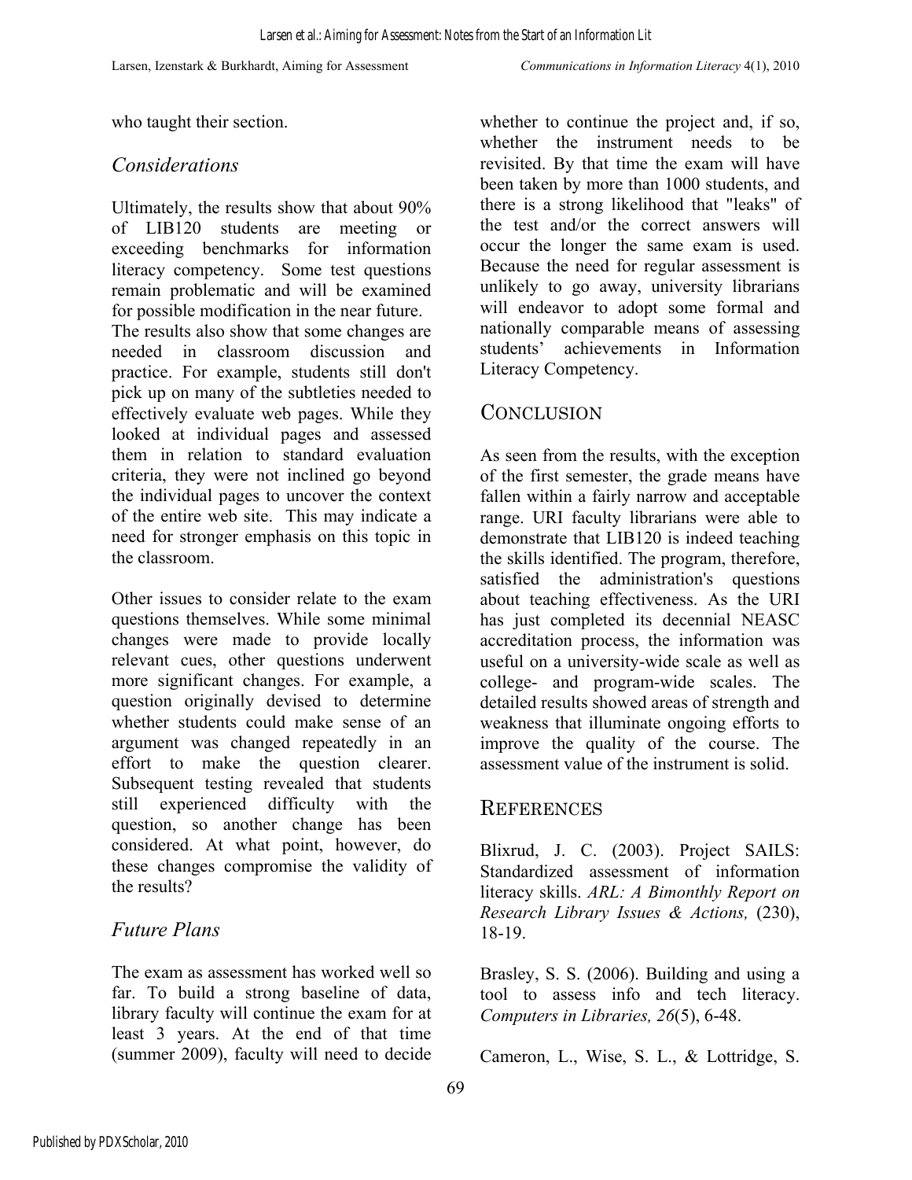who taught their section.

### *Considerations*

Ultimately, the results show that about 90% of LIB120 students are meeting or exceeding benchmarks for information literacy competency. Some test questions remain problematic and will be examined for possible modification in the near future. The results also show that some changes are needed in classroom discussion and practice. For example, students still don't pick up on many of the subtleties needed to effectively evaluate web pages. While they looked at individual pages and assessed them in relation to standard evaluation criteria, they were not inclined go beyond the individual pages to uncover the context of the entire web site. This may indicate a need for stronger emphasis on this topic in the classroom.

Other issues to consider relate to the exam questions themselves. While some minimal changes were made to provide locally relevant cues, other questions underwent more significant changes. For example, a question originally devised to determine whether students could make sense of an argument was changed repeatedly in an effort to make the question clearer. Subsequent testing revealed that students still experienced difficulty with the question, so another change has been considered. At what point, however, do these changes compromise the validity of the results?

### *Future Plans*

The exam as assessment has worked well so far. To build a strong baseline of data, library faculty will continue the exam for at least 3 years. At the end of that time (summer 2009), faculty will need to decide whether to continue the project and, if so, whether the instrument needs to be revisited. By that time the exam will have been taken by more than 1000 students, and there is a strong likelihood that "leaks" of the test and/or the correct answers will occur the longer the same exam is used. Because the need for regular assessment is unlikely to go away, university librarians will endeavor to adopt some formal and nationally comparable means of assessing students' achievements in Information Literacy Competency.

## CONCLUSION

As seen from the results, with the exception of the first semester, the grade means have fallen within a fairly narrow and acceptable range. URI faculty librarians were able to demonstrate that LIB120 is indeed teaching the skills identified. The program, therefore, satisfied the administration's questions about teaching effectiveness. As the URI has just completed its decennial NEASC accreditation process, the information was useful on a university-wide scale as well as college- and program-wide scales. The detailed results showed areas of strength and weakness that illuminate ongoing efforts to improve the quality of the course. The assessment value of the instrument is solid.

## REFERENCES

Blixrud, J. C. (2003). Project SAILS: Standardized assessment of information literacy skills. *ARL: A Bimonthly Report on Research Library Issues & Actions,* (230), 18-19.

Brasley, S. S. (2006). Building and using a tool to assess info and tech literacy. *Computers in Libraries, 26*(5), 6-48.

Cameron, L., Wise, S. L., & Lottridge, S.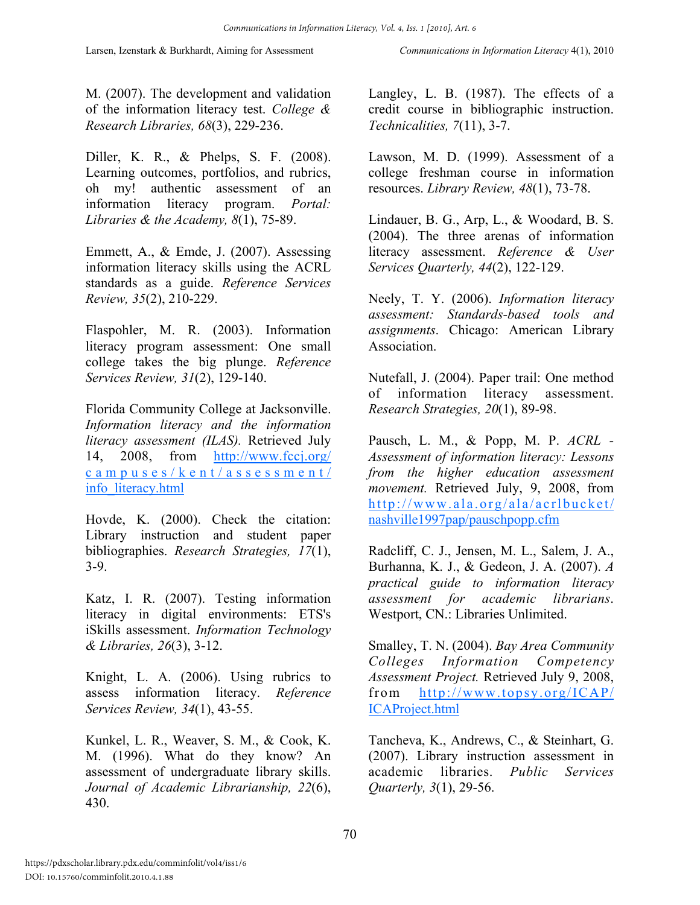M. (2007). The development and validation of the information literacy test. *College & Research Libraries, 68*(3), 229-236.

Diller, K. R., & Phelps, S. F. (2008). Learning outcomes, portfolios, and rubrics, oh my! authentic assessment of an information literacy program. *Portal: Libraries & the Academy, 8*(1), 75-89.

Emmett, A., & Emde, J. (2007). Assessing information literacy skills using the ACRL standards as a guide. *Reference Services Review, 35*(2), 210-229.

Flaspohler, M. R. (2003). Information literacy program assessment: One small college takes the big plunge. *Reference Services Review, 31*(2), 129-140.

Florida Community College at Jacksonville. *Information literacy and the information literacy assessment (ILAS).* Retrieved July 14, 2008, from http://www.fccj.org/campuses/kent/assessment/info_literacy.html

Hovde, K. (2000). Check the citation: Library instruction and student paper bibliographies. *Research Strategies, 17*(1), 3-9.

Katz, I. R. (2007). Testing information literacy in digital environments: ETS's iSkills assessment. *Information Technology & Libraries, 26*(3), 3-12.

Knight, L. A. (2006). Using rubrics to assess information literacy. *Reference Services Review, 34*(1), 43-55.

Kunkel, L. R., Weaver, S. M., & Cook, K. M. (1996). What do they know? An assessment of undergraduate library skills. *Journal of Academic Librarianship, 22*(6), 430.

Langley, L. B. (1987). The effects of a credit course in bibliographic instruction. *Technicalities, 7*(11), 3-7.

Lawson, M. D. (1999). Assessment of a college freshman course in information resources. *Library Review, 48*(1), 73-78.

Lindauer, B. G., Arp, L., & Woodard, B. S. (2004). The three arenas of information literacy assessment. *Reference & User Services Quarterly, 44*(2), 122-129.

Neely, T. Y. (2006). *Information literacy assessment: Standards-based tools and assignments*. Chicago: American Library Association.

Nutefall, J. (2004). Paper trail: One method of information literacy assessment. *Research Strategies, 20*(1), 89-98.

Pausch, L. M., & Popp, M. P. *ACRL - Assessment of information literacy: Lessons from the higher education assessment movement.* Retrieved July, 9, 2008, from http://www.ala.org/ala/acrlbucket/nashville1997pap/pauschpopp.cfm

Radcliff, C. J., Jensen, M. L., Salem, J. A., Burhanna, K. J., & Gedeon, J. A. (2007). *A practical guide to information literacy assessment for academic librarians*. Westport, CN.: Libraries Unlimited.

Smalley, T. N. (2004). *Bay Area Community Colleges Information Competency Assessment Project.* Retrieved July 9, 2008, from http://www.topsy.org/ICAP/ICAProject.html

Tancheva, K., Andrews, C., & Steinhart, G. (2007). Library instruction assessment in academic libraries. *Public Services Quarterly, 3*(1), 29-56.